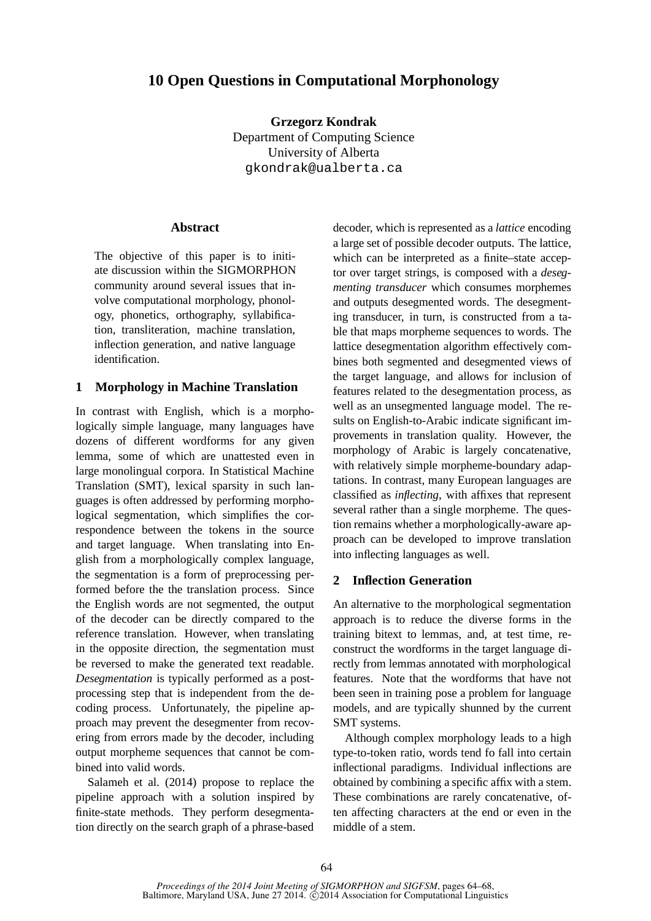# 10 Open Questions in Computational Morphonology

**Grzegorz Kondrak**
Department of Computing Science
University of Alberta
gkondrak@ualberta.ca

## Abstract

The objective of this paper is to initiate discussion within the SIGMORPHON community around several issues that involve computational morphology, phonology, phonetics, orthography, syllabification, transliteration, machine translation, inflection generation, and native language identification.

## 1 Morphology in Machine Translation

In contrast with English, which is a morphologically simple language, many languages have dozens of different wordforms for any given lemma, some of which are unattested even in large monolingual corpora. In Statistical Machine Translation (SMT), lexical sparsity in such languages is often addressed by performing morphological segmentation, which simplifies the correspondence between the tokens in the source and target language. When translating into English from a morphologically complex language, the segmentation is a form of preprocessing performed before the the translation process. Since the English words are not segmented, the output of the decoder can be directly compared to the reference translation. However, when translating in the opposite direction, the segmentation must be reversed to make the generated text readable. *Desegmentation* is typically performed as a post-processing step that is independent from the decoding process. Unfortunately, the pipeline approach may prevent the desegmenter from recovering from errors made by the decoder, including output morpheme sequences that cannot be combined into valid words.

Salameh et al. (2014) propose to replace the pipeline approach with a solution inspired by finite-state methods. They perform desegmentation directly on the search graph of a phrase-based decoder, which is represented as a *lattice* encoding a large set of possible decoder outputs. The lattice, which can be interpreted as a finite–state acceptor over target strings, is composed with a *desegmenting transducer* which consumes morphemes and outputs desegmented words. The desegmenting transducer, in turn, is constructed from a table that maps morpheme sequences to words. The lattice desegmentation algorithm effectively combines both segmented and desegmented views of the target language, and allows for inclusion of features related to the desegmentation process, as well as an unsegmented language model. The results on English-to-Arabic indicate significant improvements in translation quality. However, the morphology of Arabic is largely concatenative, with relatively simple morpheme-boundary adaptations. In contrast, many European languages are classified as *inflecting*, with affixes that represent several rather than a single morpheme. The question remains whether a morphologically-aware approach can be developed to improve translation into inflecting languages as well.

## 2 Inflection Generation

An alternative to the morphological segmentation approach is to reduce the diverse forms in the training bitext to lemmas, and, at test time, reconstruct the wordforms in the target language directly from lemmas annotated with morphological features. Note that the wordforms that have not been seen in training pose a problem for language models, and are typically shunned by the current SMT systems.

Although complex morphology leads to a high type-to-token ratio, words tend fo fall into certain inflectional paradigms. Individual inflections are obtained by combining a specific affix with a stem. These combinations are rarely concatenative, often affecting characters at the end or even in the middle of a stem.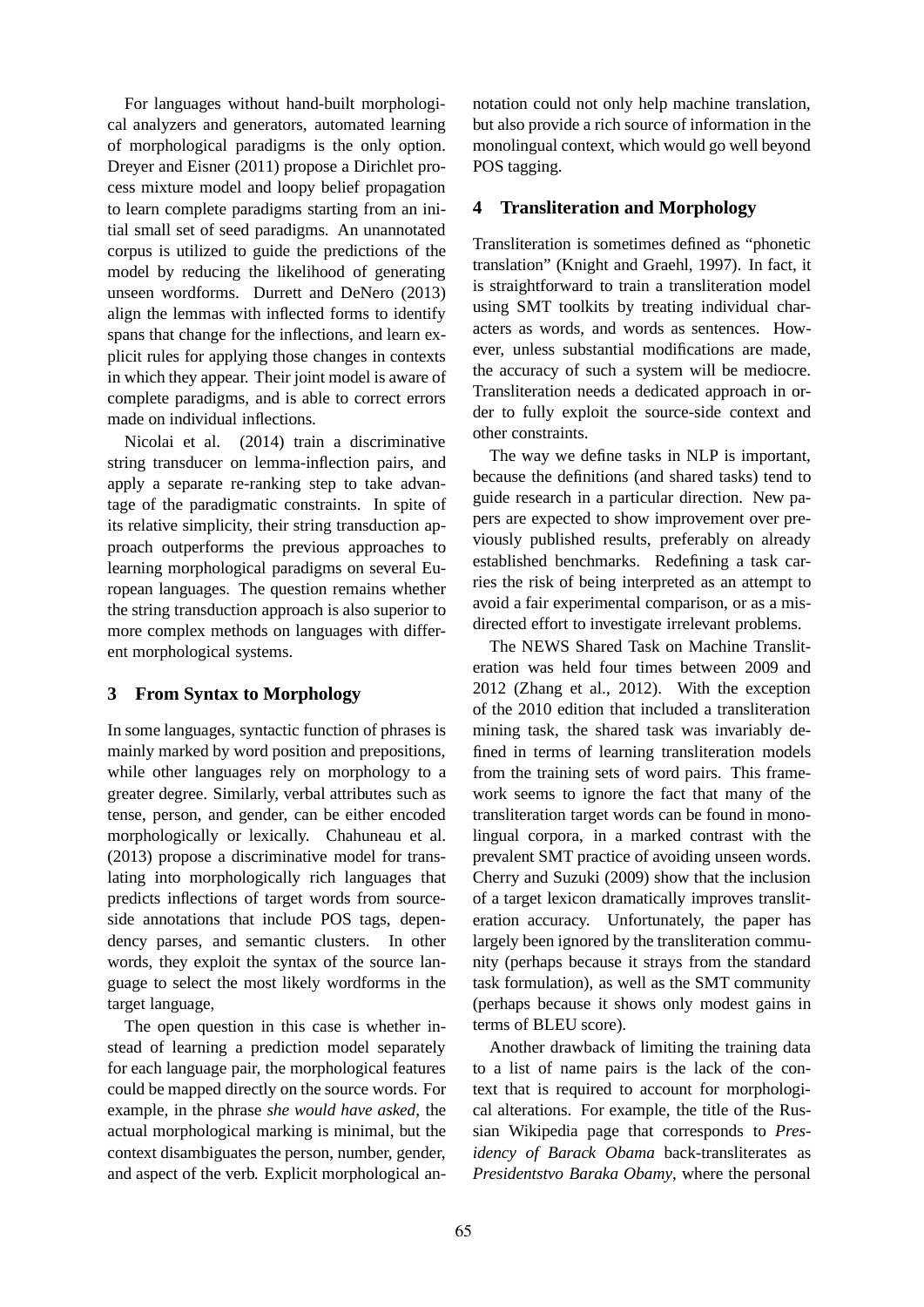For languages without hand-built morphological analyzers and generators, automated learning of morphological paradigms is the only option. Dreyer and Eisner (2011) propose a Dirichlet process mixture model and loopy belief propagation to learn complete paradigms starting from an initial small set of seed paradigms. An unannotated corpus is utilized to guide the predictions of the model by reducing the likelihood of generating unseen wordforms. Durrett and DeNero (2013) align the lemmas with inflected forms to identify spans that change for the inflections, and learn explicit rules for applying those changes in contexts in which they appear. Their joint model is aware of complete paradigms, and is able to correct errors made on individual inflections.

Nicolai et al. (2014) train a discriminative string transducer on lemma-inflection pairs, and apply a separate re-ranking step to take advantage of the paradigmatic constraints. In spite of its relative simplicity, their string transduction approach outperforms the previous approaches to learning morphological paradigms on several European languages. The question remains whether the string transduction approach is also superior to more complex methods on languages with different morphological systems.

## 3 From Syntax to Morphology

In some languages, syntactic function of phrases is mainly marked by word position and prepositions, while other languages rely on morphology to a greater degree. Similarly, verbal attributes such as tense, person, and gender, can be either encoded morphologically or lexically. Chahuneau et al. (2013) propose a discriminative model for translating into morphologically rich languages that predicts inflections of target words from source-side annotations that include POS tags, dependency parses, and semantic clusters. In other words, they exploit the syntax of the source language to select the most likely wordforms in the target language,

The open question in this case is whether instead of learning a prediction model separately for each language pair, the morphological features could be mapped directly on the source words. For example, in the phrase *she would have asked*, the actual morphological marking is minimal, but the context disambiguates the person, number, gender, and aspect of the verb. Explicit morphological annotation could not only help machine translation, but also provide a rich source of information in the monolingual context, which would go well beyond POS tagging.

## 4 Transliteration and Morphology

Transliteration is sometimes defined as "phonetic translation" (Knight and Graehl, 1997). In fact, it is straightforward to train a transliteration model using SMT toolkits by treating individual characters as words, and words as sentences. However, unless substantial modifications are made, the accuracy of such a system will be mediocre. Transliteration needs a dedicated approach in order to fully exploit the source-side context and other constraints.

The way we define tasks in NLP is important, because the definitions (and shared tasks) tend to guide research in a particular direction. New papers are expected to show improvement over previously published results, preferably on already established benchmarks. Redefining a task carries the risk of being interpreted as an attempt to avoid a fair experimental comparison, or as a misdirected effort to investigate irrelevant problems.

The NEWS Shared Task on Machine Transliteration was held four times between 2009 and 2012 (Zhang et al., 2012). With the exception of the 2010 edition that included a transliteration mining task, the shared task was invariably defined in terms of learning transliteration models from the training sets of word pairs. This framework seems to ignore the fact that many of the transliteration target words can be found in monolingual corpora, in a marked contrast with the prevalent SMT practice of avoiding unseen words. Cherry and Suzuki (2009) show that the inclusion of a target lexicon dramatically improves transliteration accuracy. Unfortunately, the paper has largely been ignored by the transliteration community (perhaps because it strays from the standard task formulation), as well as the SMT community (perhaps because it shows only modest gains in terms of BLEU score).

Another drawback of limiting the training data to a list of name pairs is the lack of the context that is required to account for morphological alterations. For example, the title of the Russian Wikipedia page that corresponds to *Presidency of Barack Obama* back-transliterates as *Presidentstvo Baraka Obamy*, where the personal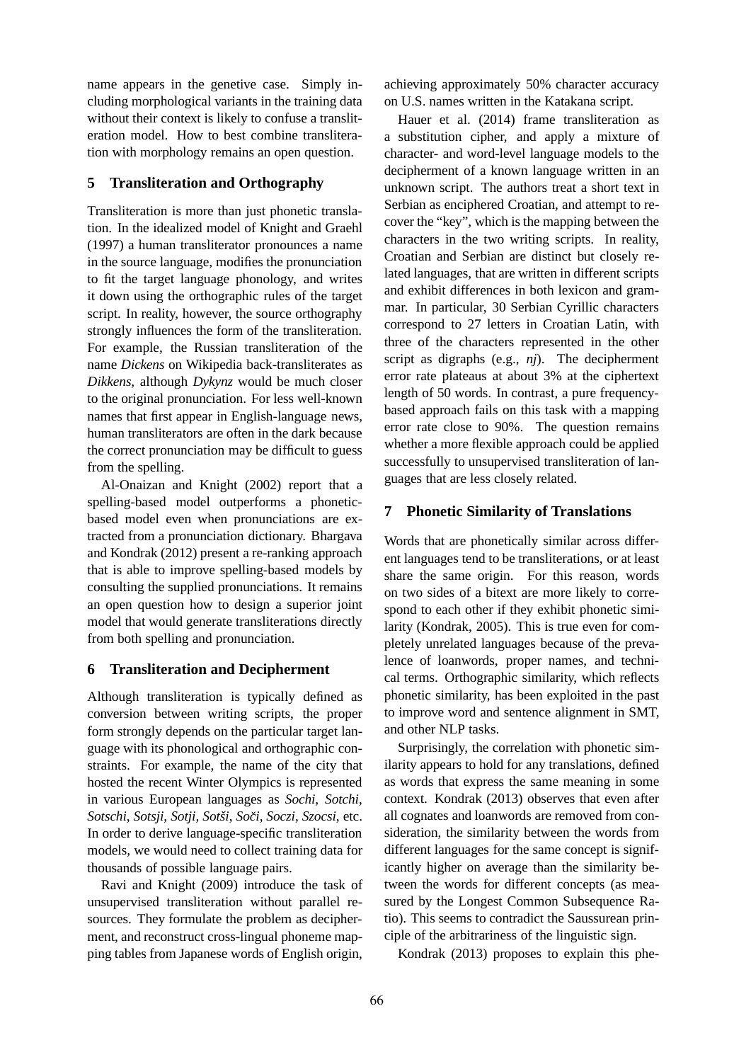name appears in the genetive case. Simply including morphological variants in the training data without their context is likely to confuse a transliteration model. How to best combine transliteration with morphology remains an open question.

## 5 Transliteration and Orthography

Transliteration is more than just phonetic translation. In the idealized model of Knight and Graehl (1997) a human transliterator pronounces a name in the source language, modifies the pronunciation to fit the target language phonology, and writes it down using the orthographic rules of the target script. In reality, however, the source orthography strongly influences the form of the transliteration. For example, the Russian transliteration of the name *Dickens* on Wikipedia back-transliterates as *Dikkens*, although *Dykynz* would be much closer to the original pronunciation. For less well-known names that first appear in English-language news, human transliterators are often in the dark because the correct pronunciation may be difficult to guess from the spelling.

Al-Onaizan and Knight (2002) report that a spelling-based model outperforms a phonetic-based model even when pronunciations are extracted from a pronunciation dictionary. Bhargava and Kondrak (2012) present a re-ranking approach that is able to improve spelling-based models by consulting the supplied pronunciations. It remains an open question how to design a superior joint model that would generate transliterations directly from both spelling and pronunciation.

## 6 Transliteration and Decipherment

Although transliteration is typically defined as conversion between writing scripts, the proper form strongly depends on the particular target language with its phonological and orthographic constraints. For example, the name of the city that hosted the recent Winter Olympics is represented in various European languages as *Sochi*, *Sotchi*, *Sotschi*, *Sotsji*, *Sotji*, *Sotši*, *Soči*, *Soczi*, *Szocsi*, etc. In order to derive language-specific transliteration models, we would need to collect training data for thousands of possible language pairs.

Ravi and Knight (2009) introduce the task of unsupervised transliteration without parallel resources. They formulate the problem as decipherment, and reconstruct cross-lingual phoneme mapping tables from Japanese words of English origin, achieving approximately 50% character accuracy on U.S. names written in the Katakana script.

Hauer et al. (2014) frame transliteration as a substitution cipher, and apply a mixture of character- and word-level language models to the decipherment of a known language written in an unknown script. The authors treat a short text in Serbian as enciphered Croatian, and attempt to recover the "key", which is the mapping between the characters in the two writing scripts. In reality, Croatian and Serbian are distinct but closely related languages, that are written in different scripts and exhibit differences in both lexicon and grammar. In particular, 30 Serbian Cyrillic characters correspond to 27 letters in Croatian Latin, with three of the characters represented in the other script as digraphs (e.g., *nj*). The decipherment error rate plateaus at about 3% at the ciphertext length of 50 words. In contrast, a pure frequency-based approach fails on this task with a mapping error rate close to 90%. The question remains whether a more flexible approach could be applied successfully to unsupervised transliteration of languages that are less closely related.

## 7 Phonetic Similarity of Translations

Words that are phonetically similar across different languages tend to be transliterations, or at least share the same origin. For this reason, words on two sides of a bitext are more likely to correspond to each other if they exhibit phonetic similarity (Kondrak, 2005). This is true even for completely unrelated languages because of the prevalence of loanwords, proper names, and technical terms. Orthographic similarity, which reflects phonetic similarity, has been exploited in the past to improve word and sentence alignment in SMT, and other NLP tasks.

Surprisingly, the correlation with phonetic similarity appears to hold for any translations, defined as words that express the same meaning in some context. Kondrak (2013) observes that even after all cognates and loanwords are removed from consideration, the similarity between the words from different languages for the same concept is significantly higher on average than the similarity between the words for different concepts (as measured by the Longest Common Subsequence Ratio). This seems to contradict the Saussurean principle of the arbitrariness of the linguistic sign.

Kondrak (2013) proposes to explain this phe-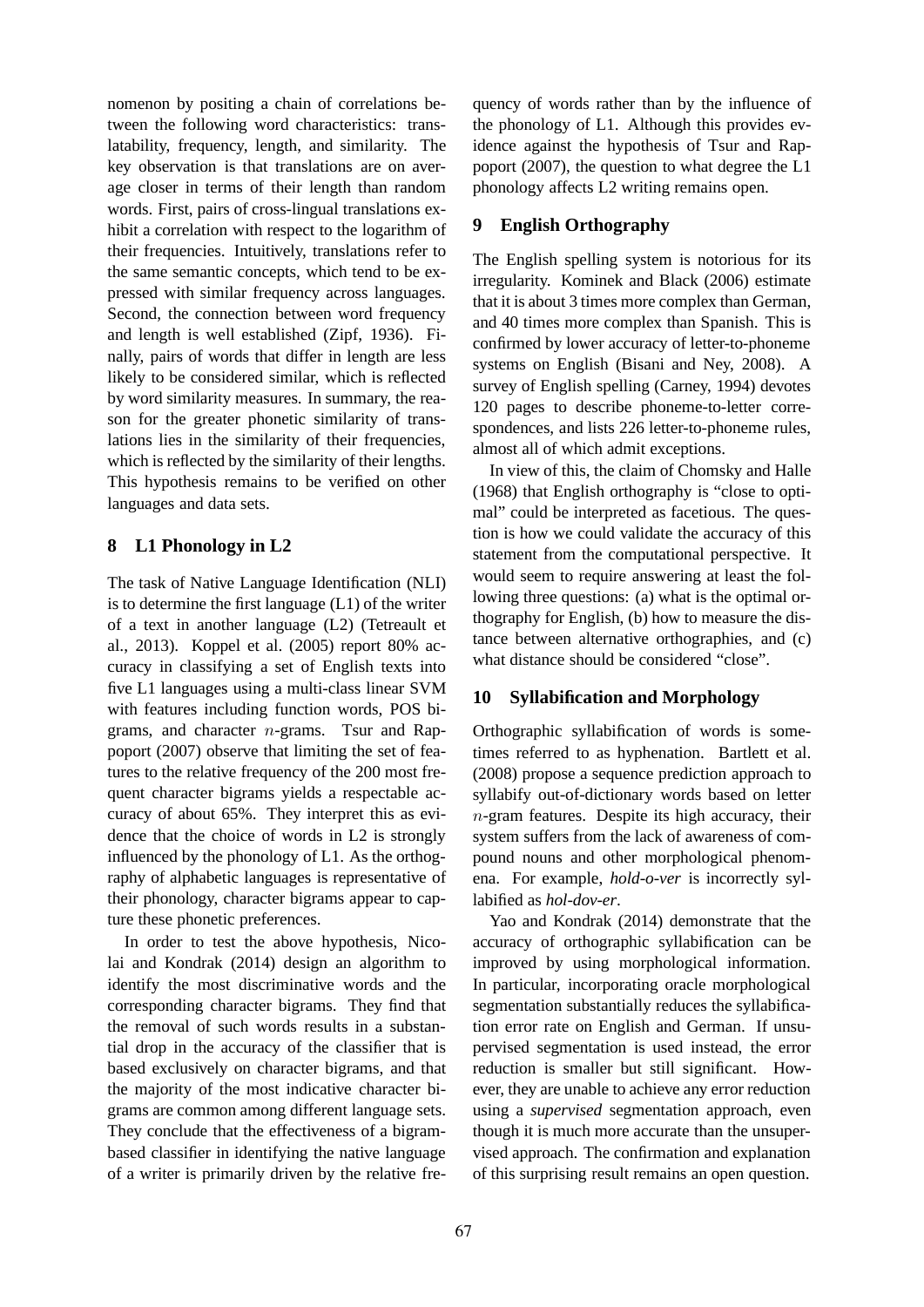nomenon by positing a chain of correlations between the following word characteristics: translatability, frequency, length, and similarity. The key observation is that translations are on average closer in terms of their length than random words. First, pairs of cross-lingual translations exhibit a correlation with respect to the logarithm of their frequencies. Intuitively, translations refer to the same semantic concepts, which tend to be expressed with similar frequency across languages. Second, the connection between word frequency and length is well established (Zipf, 1936). Finally, pairs of words that differ in length are less likely to be considered similar, which is reflected by word similarity measures. In summary, the reason for the greater phonetic similarity of translations lies in the similarity of their frequencies, which is reflected by the similarity of their lengths. This hypothesis remains to be verified on other languages and data sets.

## 8 L1 Phonology in L2

The task of Native Language Identification (NLI) is to determine the first language (L1) of the writer of a text in another language (L2) (Tetreault et al., 2013). Koppel et al. (2005) report 80% accuracy in classifying a set of English texts into five L1 languages using a multi-class linear SVM with features including function words, POS bigrams, and character $n$-grams. Tsur and Rappoport (2007) observe that limiting the set of features to the relative frequency of the 200 most frequent character bigrams yields a respectable accuracy of about 65%. They interpret this as evidence that the choice of words in L2 is strongly influenced by the phonology of L1. As the orthography of alphabetic languages is representative of their phonology, character bigrams appear to capture these phonetic preferences.

In order to test the above hypothesis, Nicolai and Kondrak (2014) design an algorithm to identify the most discriminative words and the corresponding character bigrams. They find that the removal of such words results in a substantial drop in the accuracy of the classifier that is based exclusively on character bigrams, and that the majority of the most indicative character bigrams are common among different language sets. They conclude that the effectiveness of a bigram-based classifier in identifying the native language of a writer is primarily driven by the relative frequency of words rather than by the influence of the phonology of L1. Although this provides evidence against the hypothesis of Tsur and Rappoport (2007), the question to what degree the L1 phonology affects L2 writing remains open.

## 9 English Orthography

The English spelling system is notorious for its irregularity. Kominek and Black (2006) estimate that it is about 3 times more complex than German, and 40 times more complex than Spanish. This is confirmed by lower accuracy of letter-to-phoneme systems on English (Bisani and Ney, 2008). A survey of English spelling (Carney, 1994) devotes 120 pages to describe phoneme-to-letter correspondences, and lists 226 letter-to-phoneme rules, almost all of which admit exceptions.

In view of this, the claim of Chomsky and Halle (1968) that English orthography is "close to optimal" could be interpreted as facetious. The question is how we could validate the accuracy of this statement from the computational perspective. It would seem to require answering at least the following three questions: (a) what is the optimal orthography for English, (b) how to measure the distance between alternative orthographies, and (c) what distance should be considered "close".

## 10 Syllabification and Morphology

Orthographic syllabification of words is sometimes referred to as hyphenation. Bartlett et al. (2008) propose a sequence prediction approach to syllabify out-of-dictionary words based on letter $n$-gram features. Despite its high accuracy, their system suffers from the lack of awareness of compound nouns and other morphological phenomena. For example, *hold-o-ver* is incorrectly syllabified as *hol-dov-er*.

Yao and Kondrak (2014) demonstrate that the accuracy of orthographic syllabification can be improved by using morphological information. In particular, incorporating oracle morphological segmentation substantially reduces the syllabification error rate on English and German. If unsupervised segmentation is used instead, the error reduction is smaller but still significant. However, they are unable to achieve any error reduction using a *supervised* segmentation approach, even though it is much more accurate than the unsupervised approach. The confirmation and explanation of this surprising result remains an open question.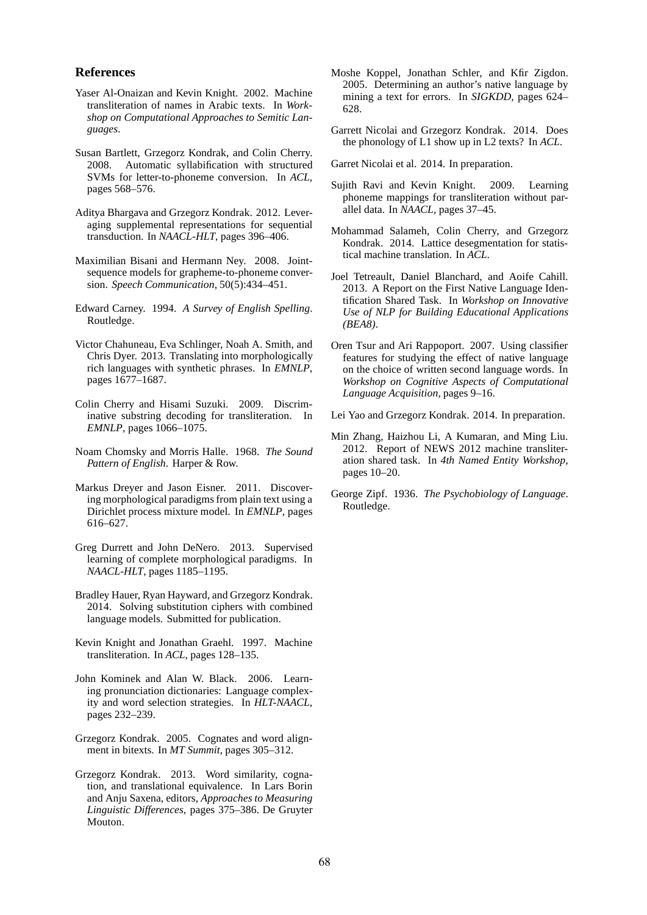## References

Yaser Al-Onaizan and Kevin Knight. 2002. Machine transliteration of names in Arabic texts. In *Workshop on Computational Approaches to Semitic Languages*.

Susan Bartlett, Grzegorz Kondrak, and Colin Cherry. 2008. Automatic syllabification with structured SVMs for letter-to-phoneme conversion. In *ACL*, pages 568–576.

Aditya Bhargava and Grzegorz Kondrak. 2012. Leveraging supplemental representations for sequential transduction. In *NAACL-HLT*, pages 396–406.

Maximilian Bisani and Hermann Ney. 2008. Joint-sequence models for grapheme-to-phoneme conversion. *Speech Communication*, 50(5):434–451.

Edward Carney. 1994. *A Survey of English Spelling*. Routledge.

Victor Chahuneau, Eva Schlinger, Noah A. Smith, and Chris Dyer. 2013. Translating into morphologically rich languages with synthetic phrases. In *EMNLP*, pages 1677–1687.

Colin Cherry and Hisami Suzuki. 2009. Discriminative substring decoding for transliteration. In *EMNLP*, pages 1066–1075.

Noam Chomsky and Morris Halle. 1968. *The Sound Pattern of English*. Harper & Row.

Markus Dreyer and Jason Eisner. 2011. Discovering morphological paradigms from plain text using a Dirichlet process mixture model. In *EMNLP*, pages 616–627.

Greg Durrett and John DeNero. 2013. Supervised learning of complete morphological paradigms. In *NAACL-HLT*, pages 1185–1195.

Bradley Hauer, Ryan Hayward, and Grzegorz Kondrak. 2014. Solving substitution ciphers with combined language models. Submitted for publication.

Kevin Knight and Jonathan Graehl. 1997. Machine transliteration. In *ACL*, pages 128–135.

John Kominek and Alan W. Black. 2006. Learning pronunciation dictionaries: Language complexity and word selection strategies. In *HLT-NAACL*, pages 232–239.

Grzegorz Kondrak. 2005. Cognates and word alignment in bitexts. In *MT Summit*, pages 305–312.

Grzegorz Kondrak. 2013. Word similarity, cognation, and translational equivalence. In Lars Borin and Anju Saxena, editors, *Approaches to Measuring Linguistic Differences*, pages 375–386. De Gruyter Mouton.

Moshe Koppel, Jonathan Schler, and Kfir Zigdon. 2005. Determining an author's native language by mining a text for errors. In *SIGKDD*, pages 624–628.

Garrett Nicolai and Grzegorz Kondrak. 2014. Does the phonology of L1 show up in L2 texts? In *ACL*.

Garret Nicolai et al. 2014. In preparation.

Sujith Ravi and Kevin Knight. 2009. Learning phoneme mappings for transliteration without parallel data. In *NAACL*, pages 37–45.

Mohammad Salameh, Colin Cherry, and Grzegorz Kondrak. 2014. Lattice desegmentation for statistical machine translation. In *ACL*.

Joel Tetreault, Daniel Blanchard, and Aoife Cahill. 2013. A Report on the First Native Language Identification Shared Task. In *Workshop on Innovative Use of NLP for Building Educational Applications (BEA8)*.

Oren Tsur and Ari Rappoport. 2007. Using classifier features for studying the effect of native language on the choice of written second language words. In *Workshop on Cognitive Aspects of Computational Language Acquisition*, pages 9–16.

Lei Yao and Grzegorz Kondrak. 2014. In preparation.

Min Zhang, Haizhou Li, A Kumaran, and Ming Liu. 2012. Report of NEWS 2012 machine transliteration shared task. In *4th Named Entity Workshop*, pages 10–20.

George Zipf. 1936. *The Psychobiology of Language*. Routledge.